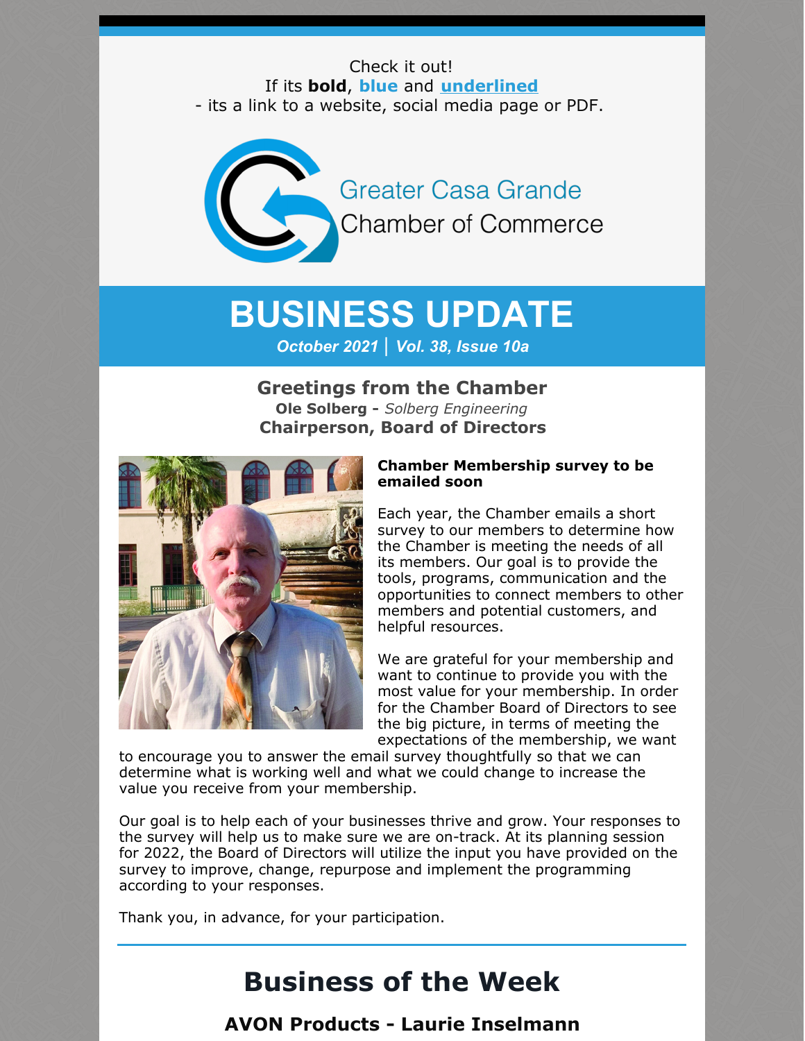Check it out!
If its **bold**, **blue** and **underlined**
- its a link to a website, social media page or PDF.

Greater Casa Grande
Chamber of Commerce

# BUSINESS UPDATE

***October 2021 | Vol. 38, Issue 10a***

## Greetings from the Chamber

**Ole Solberg -** *Solberg Engineering*
**Chairperson, Board of Directors**

**Chamber Membership survey to be emailed soon**

Each year, the Chamber emails a short survey to our members to determine how the Chamber is meeting the needs of all its members. Our goal is to provide the tools, programs, communication and the opportunities to connect members to other members and potential customers, and helpful resources.

We are grateful for your membership and want to continue to provide you with the most value for your membership. In order for the Chamber Board of Directors to see the big picture, in terms of meeting the expectations of the membership, we want to encourage you to answer the email survey thoughtfully so that we can determine what is working well and what we could change to increase the value you receive from your membership.

Our goal is to help each of your businesses thrive and grow. Your responses to the survey will help us to make sure we are on-track. At its planning session for 2022, the Board of Directors will utilize the input you have provided on the survey to improve, change, repurpose and implement the programming according to your responses.

Thank you, in advance, for your participation.

---

# Business of the Week

## AVON Products - Laurie Inselmann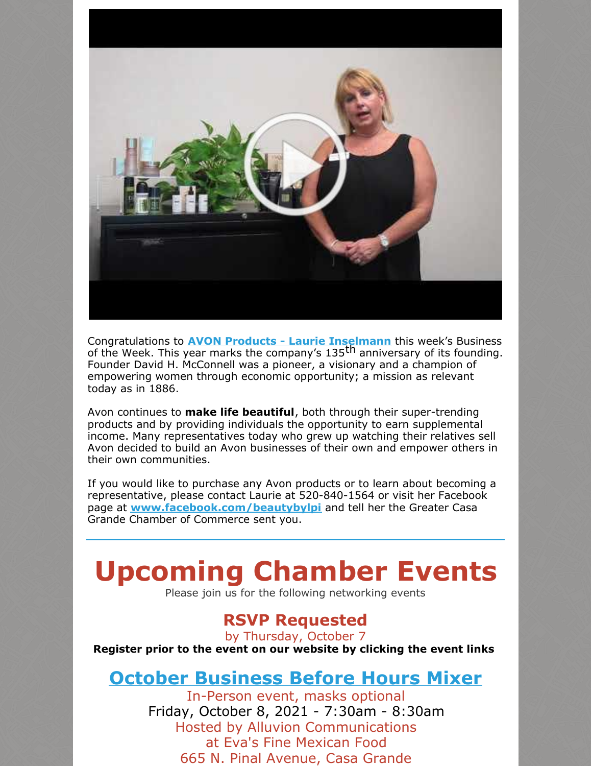Congratulations to **AVON Products - Laurie Inselmann** this week's Business of the Week. This year marks the company's 135th anniversary of its founding. Founder David H. McConnell was a pioneer, a visionary and a champion of empowering women through economic opportunity; a mission as relevant today as in 1886.

Avon continues to **make life beautiful**, both through their super-trending products and by providing individuals the opportunity to earn supplemental income. Many representatives today who grew up watching their relatives sell Avon decided to build an Avon businesses of their own and empower others in their own communities.

If you would like to purchase any Avon products or to learn about becoming a representative, please contact Laurie at 520-840-1564 or visit her Facebook page at **www.facebook.com/beautybylpi** and tell her the Greater Casa Grande Chamber of Commerce sent you.

---

# Upcoming Chamber Events

Please join us for the following networking events

## RSVP Requested

by Thursday, October 7

**Register prior to the event on our website by clicking the event links**

## October Business Before Hours Mixer

In-Person event, masks optional

Friday, October 8, 2021 - 7:30am - 8:30am

Hosted by Alluvion Communications

at Eva's Fine Mexican Food

665 N. Pinal Avenue, Casa Grande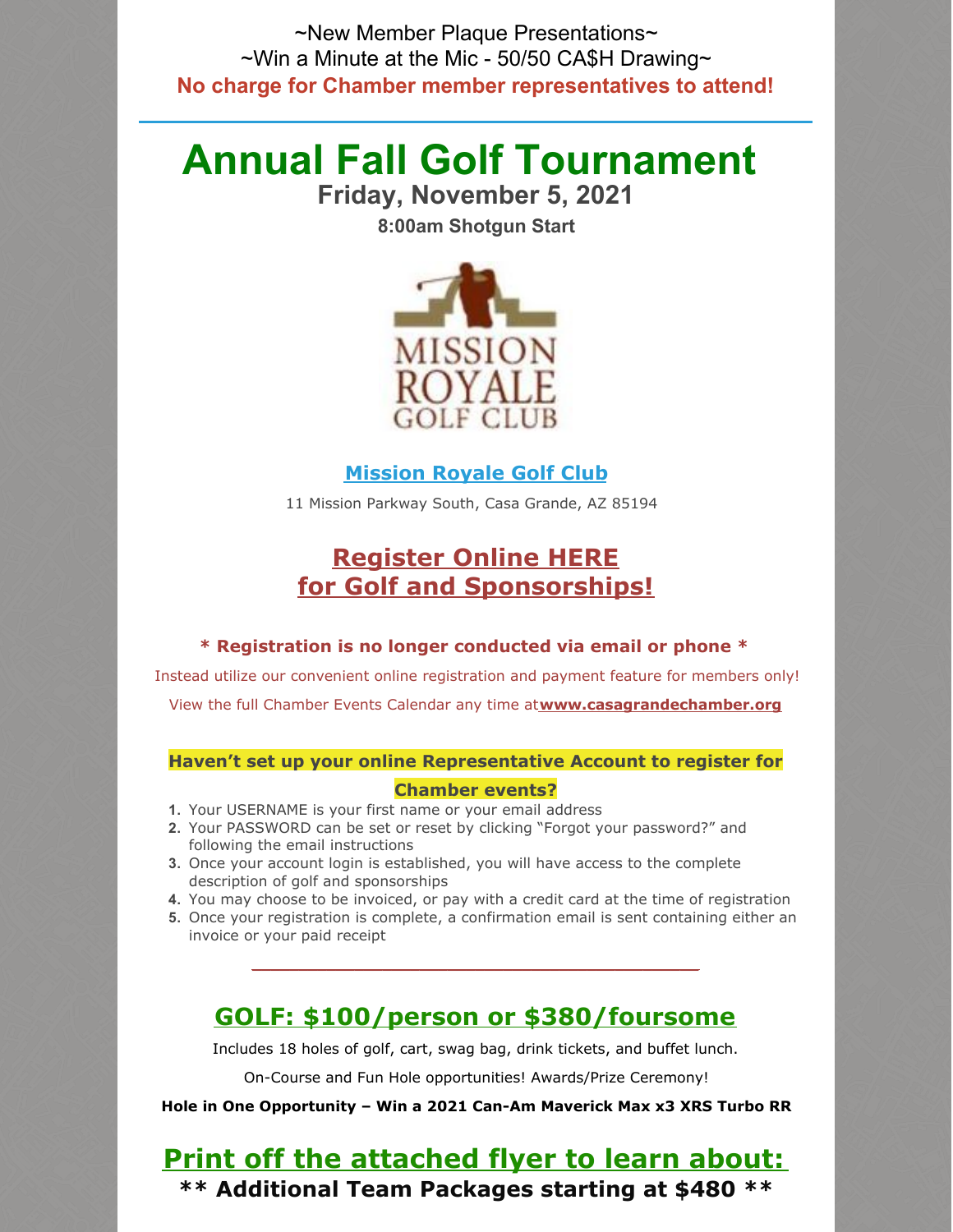~New Member Plaque Presentations~

~Win a Minute at the Mic - 50/50 CA$H Drawing~

**No charge for Chamber member representatives to attend!**

---

# Annual Fall Golf Tournament

## Friday, November 5, 2021

**8:00am Shotgun Start**

**Mission Royale Golf Club**

11 Mission Parkway South, Casa Grande, AZ 85194

## Register Online HERE for Golf and Sponsorships!

**\* Registration is no longer conducted via email or phone \***

Instead utilize our convenient online registration and payment feature for members only!

View the full Chamber Events Calendar any time at **www.casagrandechamber.org**

**Haven't set up your online Representative Account to register for Chamber events?**

1. Your USERNAME is your first name or your email address
2. Your PASSWORD can be set or reset by clicking "Forgot your password?" and following the email instructions
3. Once your account login is established, you will have access to the complete description of golf and sponsorships
4. You may choose to be invoiced, or pay with a credit card at the time of registration
5. Once your registration is complete, a confirmation email is sent containing either an invoice or your paid receipt

---

## GOLF: $100/person or $380/foursome

Includes 18 holes of golf, cart, swag bag, drink tickets, and buffet lunch.

On-Course and Fun Hole opportunities! Awards/Prize Ceremony!

**Hole in One Opportunity – Win a 2021 Can-Am Maverick Max x3 XRS Turbo RR**

## Print off the attached flyer to learn about:

**\*\* Additional Team Packages starting at $480 \*\***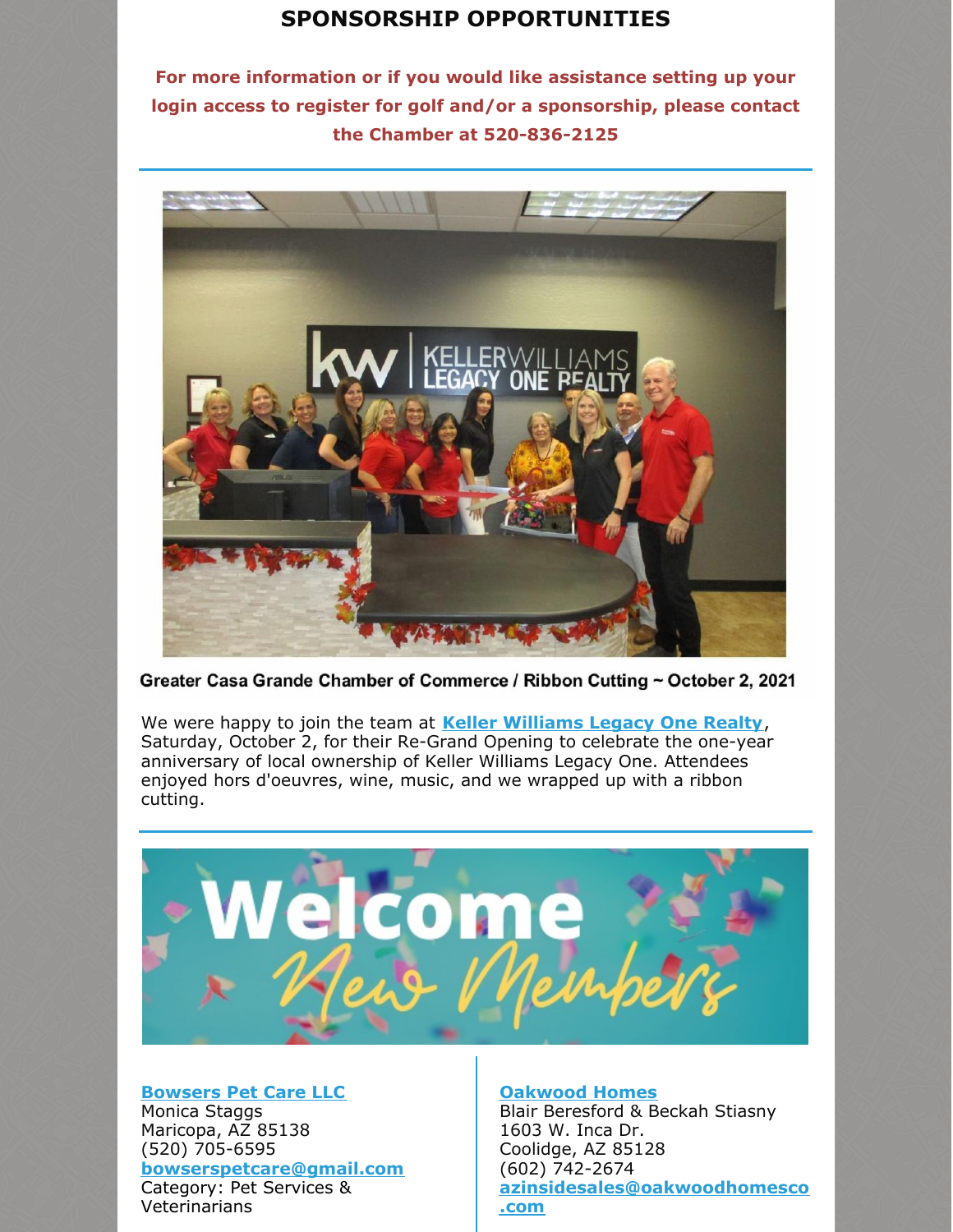## SPONSORSHIP OPPORTUNITIES

**For more information or if you would like assistance setting up your login access to register for golf and/or a sponsorship, please contact the Chamber at 520-836-2125**

Greater Casa Grande Chamber of Commerce / Ribbon Cutting ~ October 2, 2021

We were happy to join the team at **Keller Williams Legacy One Realty**, Saturday, October 2, for their Re-Grand Opening to celebrate the one-year anniversary of local ownership of Keller Williams Legacy One. Attendees enjoyed hors d'oeuvres, wine, music, and we wrapped up with a ribbon cutting.

Welcome New Members

**Bowsers Pet Care LLC**
Monica Staggs
Maricopa, AZ 85138
(520) 705-6595
**bowserspetcare@gmail.com**
Category: Pet Services & Veterinarians

**Oakwood Homes**
Blair Beresford & Beckah Stiasny
1603 W. Inca Dr.
Coolidge, AZ 85128
(602) 742-2674
**azinsidesales@oakwoodhomesco.com**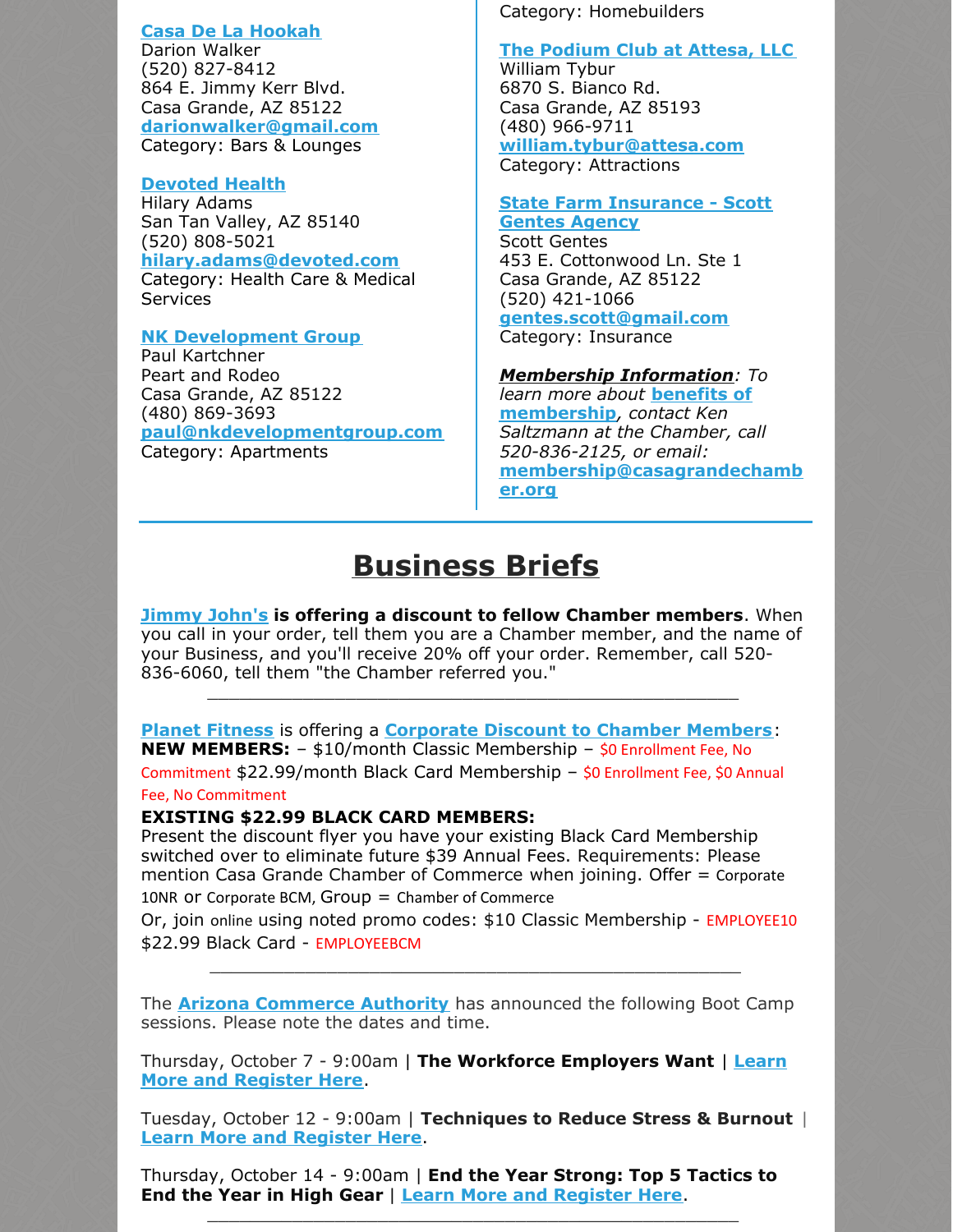**Casa De La Hookah**
Darion Walker
(520) 827-8412
864 E. Jimmy Kerr Blvd.
Casa Grande, AZ 85122
**darionwalker@gmail.com**
Category: Bars & Lounges

**Devoted Health**
Hilary Adams
San Tan Valley, AZ 85140
(520) 808-5021
**hilary.adams@devoted.com**
Category: Health Care & Medical Services

**NK Development Group**
Paul Kartchner
Peart and Rodeo
Casa Grande, AZ 85122
(480) 869-3693
**paul@nkdevelopmentgroup.com**
Category: Apartments

Category: Homebuilders

**The Podium Club at Attesa, LLC**
William Tybur
6870 S. Bianco Rd.
Casa Grande, AZ 85193
(480) 966-9711
**william.tybur@attesa.com**
Category: Attractions

**State Farm Insurance - Scott Gentes Agency**
Scott Gentes
453 E. Cottonwood Ln. Ste 1
Casa Grande, AZ 85122
(520) 421-1066
**gentes.scott@gmail.com**
Category: Insurance

***Membership Information****: To learn more about* ***benefits of membership****, contact Ken Saltzmann at the Chamber, call 520-836-2125, or email:* **membership@casagrandechamber.org**

# Business Briefs

**Jimmy John's is offering a discount to fellow Chamber members**. When you call in your order, tell them you are a Chamber member, and the name of your Business, and you'll receive 20% off your order. Remember, call 520-836-6060, tell them "the Chamber referred you."

---

**Planet Fitness** is offering a **Corporate Discount to Chamber Members**:
**NEW MEMBERS:** – $10/month Classic Membership – $0 Enrollment Fee, No Commitment $22.99/month Black Card Membership – $0 Enrollment Fee, $0 Annual Fee, No Commitment
**EXISTING $22.99 BLACK CARD MEMBERS:**
Present the discount flyer you have your existing Black Card Membership switched over to eliminate future $39 Annual Fees. Requirements: Please mention Casa Grande Chamber of Commerce when joining. Offer = Corporate 10NR or Corporate BCM, Group = Chamber of Commerce
Or, join online using noted promo codes: $10 Classic Membership - EMPLOYEE10
$22.99 Black Card - EMPLOYEEBCM

---

The **Arizona Commerce Authority** has announced the following Boot Camp sessions. Please note the dates and time.

Thursday, October 7 - 9:00am | **The Workforce Employers Want** | **Learn More and Register Here**.

Tuesday, October 12 - 9:00am | **Techniques to Reduce Stress & Burnout** | **Learn More and Register Here**.

Thursday, October 14 - 9:00am | **End the Year Strong: Top 5 Tactics to End the Year in High Gear** | **Learn More and Register Here**.

---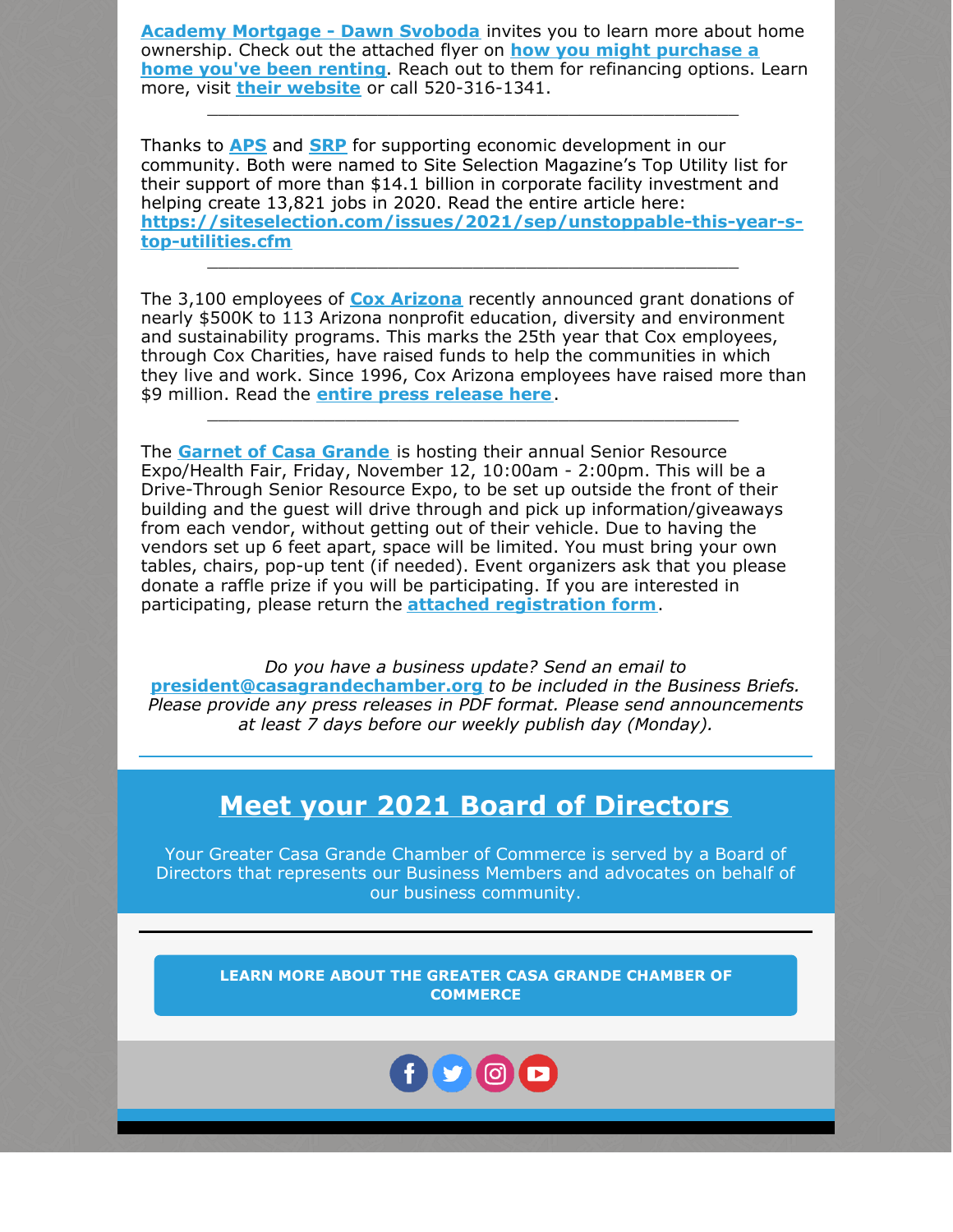**Academy Mortgage - Dawn Svoboda** invites you to learn more about home ownership. Check out the attached flyer on **how you might purchase a home you've been renting**. Reach out to them for refinancing options. Learn more, visit **their website** or call 520-316-1341.

---

Thanks to **APS** and **SRP** for supporting economic development in our community. Both were named to Site Selection Magazine's Top Utility list for their support of more than $14.1 billion in corporate facility investment and helping create 13,821 jobs in 2020. Read the entire article here: **https://siteselection.com/issues/2021/sep/unstoppable-this-year-s-top-utilities.cfm**

---

The 3,100 employees of **Cox Arizona** recently announced grant donations of nearly $500K to 113 Arizona nonprofit education, diversity and environment and sustainability programs. This marks the 25th year that Cox employees, through Cox Charities, have raised funds to help the communities in which they live and work. Since 1996, Cox Arizona employees have raised more than $9 million. Read the **entire press release here**.

---

The **Garnet of Casa Grande** is hosting their annual Senior Resource Expo/Health Fair, Friday, November 12, 10:00am - 2:00pm. This will be a Drive-Through Senior Resource Expo, to be set up outside the front of their building and the guest will drive through and pick up information/giveaways from each vendor, without getting out of their vehicle. Due to having the vendors set up 6 feet apart, space will be limited. You must bring your own tables, chairs, pop-up tent (if needed). Event organizers ask that you please donate a raffle prize if you will be participating. If you are interested in participating, please return the **attached registration form**.

*Do you have a business update? Send an email to* **president@casagrandechamber.org** *to be included in the Business Briefs. Please provide any press releases in PDF format. Please send announcements at least 7 days before our weekly publish day (Monday).*

---

## Meet your 2021 Board of Directors

Your Greater Casa Grande Chamber of Commerce is served by a Board of Directors that represents our Business Members and advocates on behalf of our business community.

---

**LEARN MORE ABOUT THE GREATER CASA GRANDE CHAMBER OF COMMERCE**